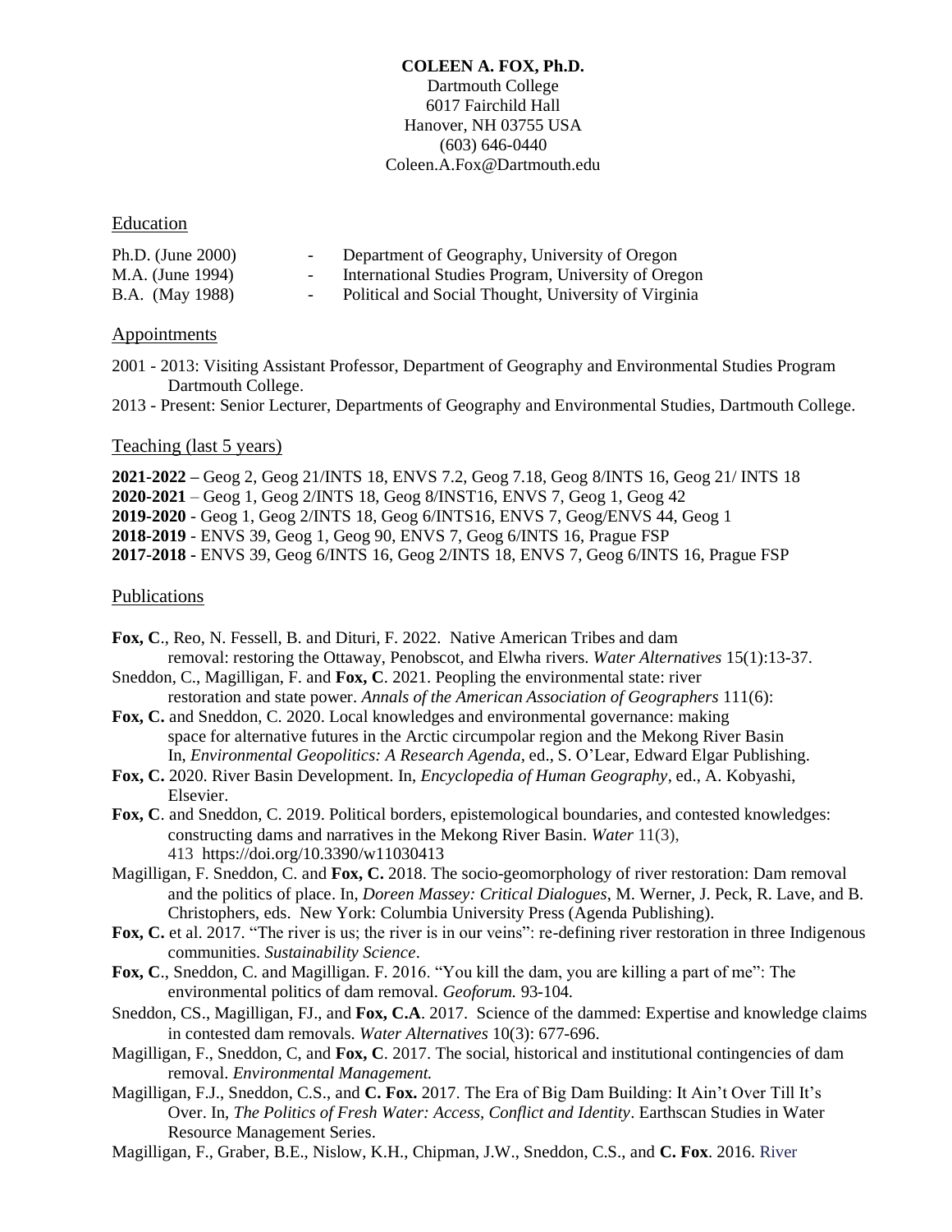**COLEEN A. FOX, Ph.D.**
Dartmouth College
6017 Fairchild Hall
Hanover, NH 03755 USA
(603) 646-0440
Coleen.A.Fox@Dartmouth.edu

## Education

| | | |
|---|---|---|
| Ph.D. (June 2000) | - | Department of Geography, University of Oregon |
| M.A. (June 1994) | - | International Studies Program, University of Oregon |
| B.A. (May 1988) | - | Political and Social Thought, University of Virginia |

## Appointments

2001 - 2013: Visiting Assistant Professor, Department of Geography and Environmental Studies Program Dartmouth College.

2013 - Present: Senior Lecturer, Departments of Geography and Environmental Studies, Dartmouth College.

## Teaching (last 5 years)

**2021-2022 –** Geog 2, Geog 21/INTS 18, ENVS 7.2, Geog 7.18, Geog 8/INTS 16, Geog 21/ INTS 18
**2020-2021** – Geog 1, Geog 2/INTS 18, Geog 8/INST16, ENVS 7, Geog 1, Geog 42
**2019-2020** - Geog 1, Geog 2/INTS 18, Geog 6/INTS16, ENVS 7, Geog/ENVS 44, Geog 1
**2018-2019** - ENVS 39, Geog 1, Geog 90, ENVS 7, Geog 6/INTS 16, Prague FSP
**2017-2018 -** ENVS 39, Geog 6/INTS 16, Geog 2/INTS 18, ENVS 7, Geog 6/INTS 16, Prague FSP

## Publications

**Fox, C**., Reo, N. Fessell, B. and Dituri, F. 2022. Native American Tribes and dam removal: restoring the Ottaway, Penobscot, and Elwha rivers. *Water Alternatives* 15(1):13-37.

Sneddon, C., Magilligan, F. and **Fox, C**. 2021. Peopling the environmental state: river restoration and state power. *Annals of the American Association of Geographers* 111(6):

**Fox, C.** and Sneddon, C. 2020. Local knowledges and environmental governance: making space for alternative futures in the Arctic circumpolar region and the Mekong River Basin In, *Environmental Geopolitics: A Research Agenda,* ed., S. O'Lear, Edward Elgar Publishing.

**Fox, C.** 2020. River Basin Development. In, *Encyclopedia of Human Geography*, ed., A. Kobyashi, Elsevier.

**Fox, C**. and Sneddon, C. 2019. Political borders, epistemological boundaries, and contested knowledges: constructing dams and narratives in the Mekong River Basin. *Water* 11(3), 413 https://doi.org/10.3390/w11030413

Magilligan, F. Sneddon, C. and **Fox, C.** 2018. The socio-geomorphology of river restoration: Dam removal and the politics of place. In, *Doreen Massey: Critical Dialogues*, M. Werner, J. Peck, R. Lave, and B. Christophers, eds. New York: Columbia University Press (Agenda Publishing).

**Fox, C.** et al. 2017. "The river is us; the river is in our veins": re-defining river restoration in three Indigenous communities. *Sustainability Science*.

**Fox, C**., Sneddon, C. and Magilligan. F. 2016. "You kill the dam, you are killing a part of me": The environmental politics of dam removal. *Geoforum.* 93-104.

Sneddon, CS., Magilligan, FJ., and **Fox, C.A**. 2017. Science of the dammed: Expertise and knowledge claims in contested dam removals. *Water Alternatives* 10(3): 677-696.

Magilligan, F., Sneddon, C, and **Fox, C**. 2017. The social, historical and institutional contingencies of dam removal. *Environmental Management.*

Magilligan, F.J., Sneddon, C.S., and **C. Fox.** 2017. The Era of Big Dam Building: It Ain't Over Till It's Over. In, *The Politics of Fresh Water: Access, Conflict and Identity*. Earthscan Studies in Water Resource Management Series.

Magilligan, F., Graber, B.E., Nislow, K.H., Chipman, J.W., Sneddon, C.S., and **C. Fox**. 2016. River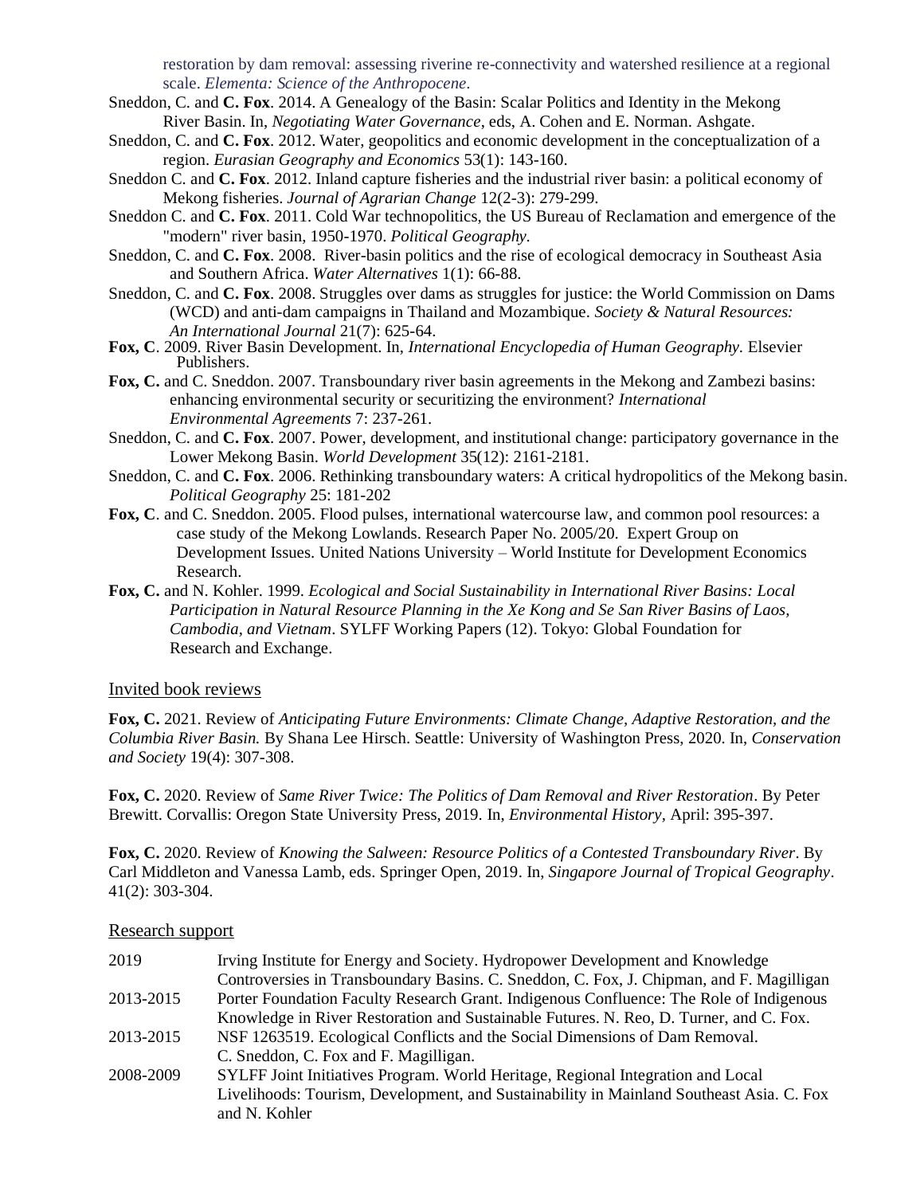restoration by dam removal: assessing riverine re-connectivity and watershed resilience at a regional scale. *Elementa: Science of the Anthropocene*.

Sneddon, C. and **C. Fox**. 2014. A Genealogy of the Basin: Scalar Politics and Identity in the Mekong River Basin. In, *Negotiating Water Governance*, eds, A. Cohen and E. Norman. Ashgate.

Sneddon, C. and **C. Fox**. 2012. Water, geopolitics and economic development in the conceptualization of a region. *Eurasian Geography and Economics* 53(1): 143-160.

Sneddon C. and **C. Fox**. 2012. Inland capture fisheries and the industrial river basin: a political economy of Mekong fisheries. *Journal of Agrarian Change* 12(2-3): 279-299.

Sneddon C. and **C. Fox**. 2011. Cold War technopolitics, the US Bureau of Reclamation and emergence of the "modern" river basin, 1950-1970. *Political Geography*.

Sneddon, C. and **C. Fox**. 2008. River-basin politics and the rise of ecological democracy in Southeast Asia and Southern Africa. *Water Alternatives* 1(1): 66-88.

Sneddon, C. and **C. Fox**. 2008. Struggles over dams as struggles for justice: the World Commission on Dams (WCD) and anti-dam campaigns in Thailand and Mozambique. *Society & Natural Resources: An International Journal* 21(7): 625-64.

**Fox, C**. 2009. River Basin Development. In, *International Encyclopedia of Human Geography*. Elsevier Publishers.

**Fox, C.** and C. Sneddon. 2007. Transboundary river basin agreements in the Mekong and Zambezi basins: enhancing environmental security or securitizing the environment? *International Environmental Agreements* 7: 237-261.

Sneddon, C. and **C. Fox**. 2007. Power, development, and institutional change: participatory governance in the Lower Mekong Basin. *World Development* 35(12): 2161-2181.

Sneddon, C. and **C. Fox**. 2006. Rethinking transboundary waters: A critical hydropolitics of the Mekong basin. *Political Geography* 25: 181-202

**Fox, C**. and C. Sneddon. 2005. Flood pulses, international watercourse law, and common pool resources: a case study of the Mekong Lowlands. Research Paper No. 2005/20. Expert Group on Development Issues. United Nations University – World Institute for Development Economics Research.

**Fox, C.** and N. Kohler. 1999. *Ecological and Social Sustainability in International River Basins: Local Participation in Natural Resource Planning in the Xe Kong and Se San River Basins of Laos, Cambodia, and Vietnam*. SYLFF Working Papers (12). Tokyo: Global Foundation for Research and Exchange.

## Invited book reviews

**Fox, C.** 2021. Review of *Anticipating Future Environments: Climate Change, Adaptive Restoration, and the Columbia River Basin.* By Shana Lee Hirsch. Seattle: University of Washington Press, 2020. In, *Conservation and Society* 19(4): 307-308.

**Fox, C.** 2020. Review of *Same River Twice: The Politics of Dam Removal and River Restoration*. By Peter Brewitt. Corvallis: Oregon State University Press, 2019. In, *Environmental History*, April: 395-397.

**Fox, C.** 2020. Review of *Knowing the Salween: Resource Politics of a Contested Transboundary River*. By Carl Middleton and Vanessa Lamb, eds. Springer Open, 2019. In, *Singapore Journal of Tropical Geography*. 41(2): 303-304.

## Research support

| | |
|---|---|
| 2019 | Irving Institute for Energy and Society. Hydropower Development and Knowledge Controversies in Transboundary Basins. C. Sneddon, C. Fox, J. Chipman, and F. Magilligan |
| 2013-2015 | Porter Foundation Faculty Research Grant. Indigenous Confluence: The Role of Indigenous Knowledge in River Restoration and Sustainable Futures. N. Reo, D. Turner, and C. Fox. |
| 2013-2015 | NSF 1263519. Ecological Conflicts and the Social Dimensions of Dam Removal. C. Sneddon, C. Fox and F. Magilligan. |
| 2008-2009 | SYLFF Joint Initiatives Program. World Heritage, Regional Integration and Local Livelihoods: Tourism, Development, and Sustainability in Mainland Southeast Asia. C. Fox and N. Kohler |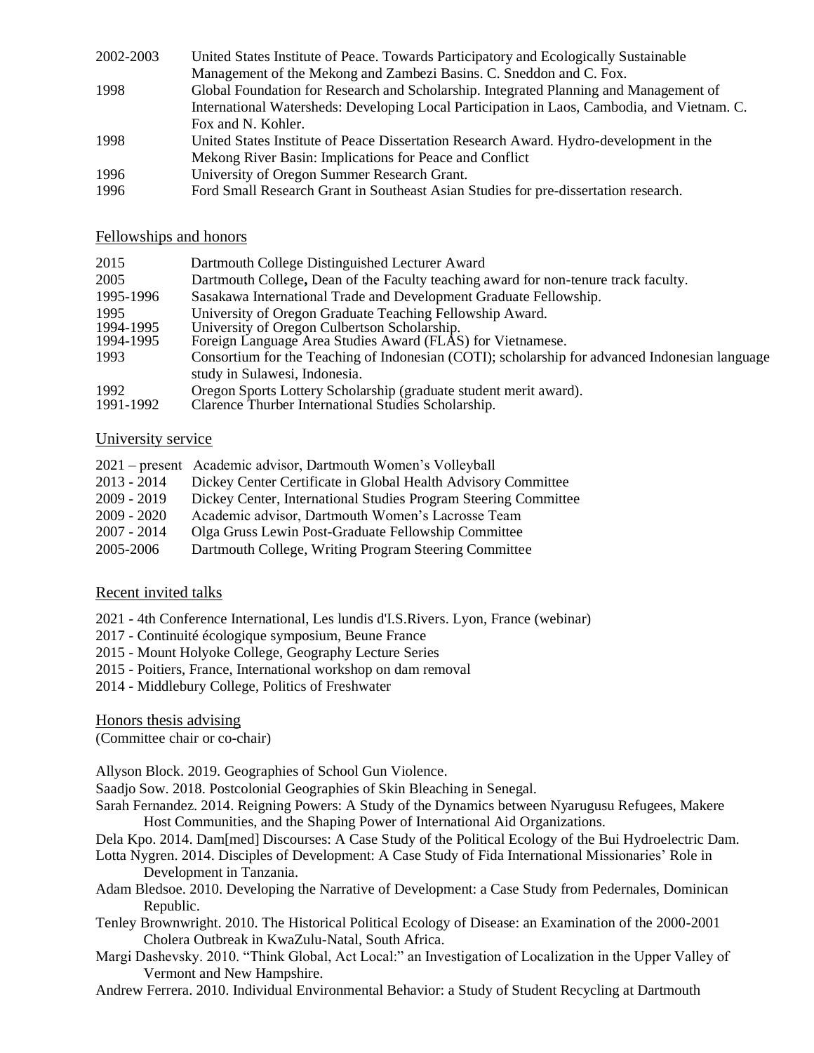2002-2003 United States Institute of Peace. Towards Participatory and Ecologically Sustainable Management of the Mekong and Zambezi Basins. C. Sneddon and C. Fox.

1998 Global Foundation for Research and Scholarship. Integrated Planning and Management of International Watersheds: Developing Local Participation in Laos, Cambodia, and Vietnam. C. Fox and N. Kohler.

1998 United States Institute of Peace Dissertation Research Award. Hydro-development in the Mekong River Basin: Implications for Peace and Conflict

1996 University of Oregon Summer Research Grant.

1996 Ford Small Research Grant in Southeast Asian Studies for pre-dissertation research.

## Fellowships and honors

2015 Dartmouth College Distinguished Lecturer Award

2005 Dartmouth College**,** Dean of the Faculty teaching award for non-tenure track faculty.

1995-1996 Sasakawa International Trade and Development Graduate Fellowship.

1995 University of Oregon Graduate Teaching Fellowship Award.

1994-1995 University of Oregon Culbertson Scholarship.

1994-1995 Foreign Language Area Studies Award (FLAS) for Vietnamese.

1993 Consortium for the Teaching of Indonesian (COTI); scholarship for advanced Indonesian language study in Sulawesi, Indonesia.

1992 Oregon Sports Lottery Scholarship (graduate student merit award).

1991-1992 Clarence Thurber International Studies Scholarship.

## University service

2021 – present Academic advisor, Dartmouth Women's Volleyball

2013 - 2014 Dickey Center Certificate in Global Health Advisory Committee

2009 - 2019 Dickey Center, International Studies Program Steering Committee

2009 - 2020 Academic advisor, Dartmouth Women's Lacrosse Team

2007 - 2014 Olga Gruss Lewin Post-Graduate Fellowship Committee

2005-2006 Dartmouth College, Writing Program Steering Committee

## Recent invited talks

2021 - 4th Conference International, Les lundis d'I.S.Rivers. Lyon, France (webinar)

2017 - Continuité écologique symposium, Beune France

2015 - Mount Holyoke College, Geography Lecture Series

2015 - Poitiers, France, International workshop on dam removal

2014 - Middlebury College, Politics of Freshwater

## Honors thesis advising

(Committee chair or co-chair)

Allyson Block. 2019. Geographies of School Gun Violence.

Saadjo Sow. 2018. Postcolonial Geographies of Skin Bleaching in Senegal.

Sarah Fernandez. 2014. Reigning Powers: A Study of the Dynamics between Nyarugusu Refugees, Makere Host Communities, and the Shaping Power of International Aid Organizations.

Dela Kpo. 2014. Dam[med] Discourses: A Case Study of the Political Ecology of the Bui Hydroelectric Dam.

Lotta Nygren. 2014. Disciples of Development: A Case Study of Fida International Missionaries' Role in Development in Tanzania.

Adam Bledsoe. 2010. Developing the Narrative of Development: a Case Study from Pedernales, Dominican Republic.

Tenley Brownwright. 2010. The Historical Political Ecology of Disease: an Examination of the 2000-2001 Cholera Outbreak in KwaZulu-Natal, South Africa.

Margi Dashevsky. 2010. "Think Global, Act Local:" an Investigation of Localization in the Upper Valley of Vermont and New Hampshire.

Andrew Ferrera. 2010. Individual Environmental Behavior: a Study of Student Recycling at Dartmouth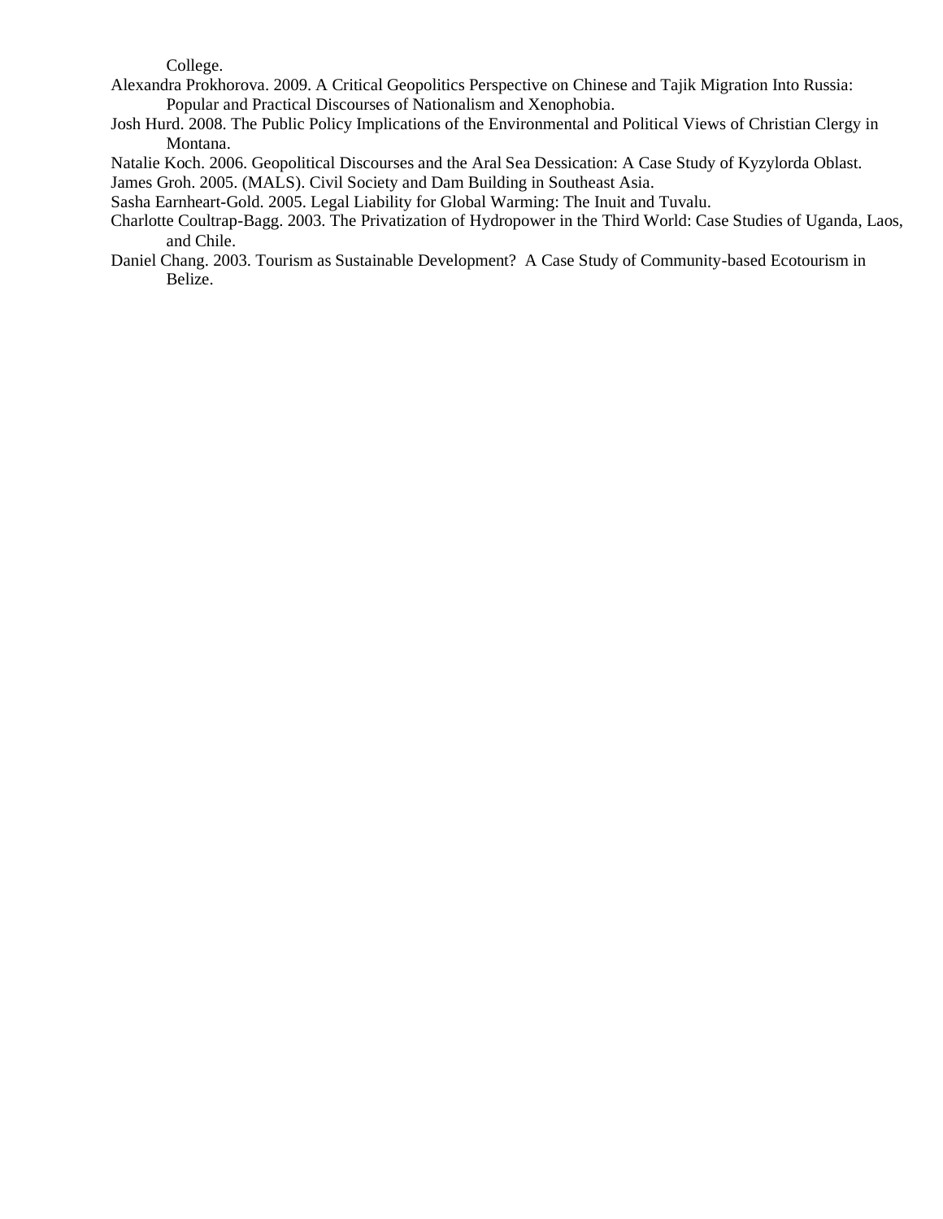College.

Alexandra Prokhorova. 2009. A Critical Geopolitics Perspective on Chinese and Tajik Migration Into Russia: Popular and Practical Discourses of Nationalism and Xenophobia.

Josh Hurd. 2008. The Public Policy Implications of the Environmental and Political Views of Christian Clergy in Montana.

Natalie Koch. 2006. Geopolitical Discourses and the Aral Sea Dessication: A Case Study of Kyzylorda Oblast.

James Groh. 2005. (MALS). Civil Society and Dam Building in Southeast Asia.

Sasha Earnheart-Gold. 2005. Legal Liability for Global Warming: The Inuit and Tuvalu.

Charlotte Coultrap-Bagg. 2003. The Privatization of Hydropower in the Third World: Case Studies of Uganda, Laos, and Chile.

Daniel Chang. 2003. Tourism as Sustainable Development? A Case Study of Community-based Ecotourism in Belize.